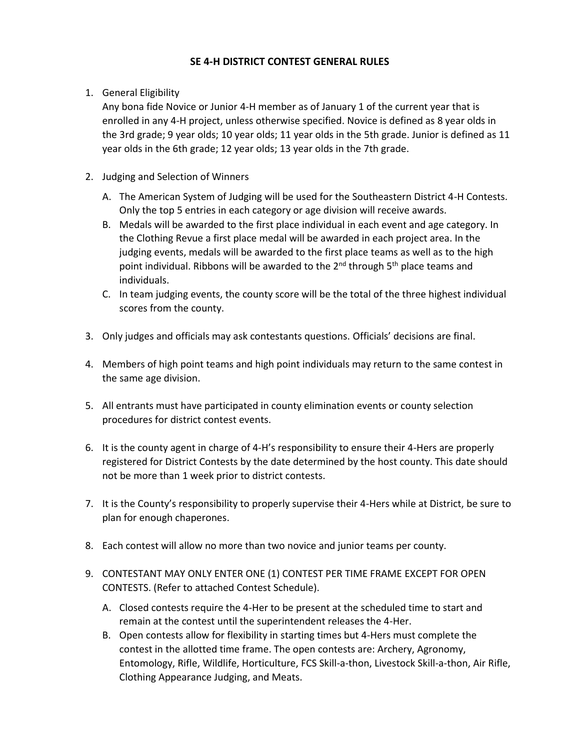# SE 4-H DISTRICT CONTEST GENERAL RULES

1. General Eligibility
   Any bona fide Novice or Junior 4-H member as of January 1 of the current year that is enrolled in any 4-H project, unless otherwise specified. Novice is defined as 8 year olds in the 3rd grade; 9 year olds; 10 year olds; 11 year olds in the 5th grade. Junior is defined as 11 year olds in the 6th grade; 12 year olds; 13 year olds in the 7th grade.

2. Judging and Selection of Winners
   A. The American System of Judging will be used for the Southeastern District 4-H Contests. Only the top 5 entries in each category or age division will receive awards.
   B. Medals will be awarded to the first place individual in each event and age category. In the Clothing Revue a first place medal will be awarded in each project area. In the judging events, medals will be awarded to the first place teams as well as to the high point individual. Ribbons will be awarded to the 2nd through 5th place teams and individuals.
   C. In team judging events, the county score will be the total of the three highest individual scores from the county.

3. Only judges and officials may ask contestants questions. Officials' decisions are final.

4. Members of high point teams and high point individuals may return to the same contest in the same age division.

5. All entrants must have participated in county elimination events or county selection procedures for district contest events.

6. It is the county agent in charge of 4-H's responsibility to ensure their 4-Hers are properly registered for District Contests by the date determined by the host county. This date should not be more than 1 week prior to district contests.

7. It is the County's responsibility to properly supervise their 4-Hers while at District, be sure to plan for enough chaperones.

8. Each contest will allow no more than two novice and junior teams per county.

9. CONTESTANT MAY ONLY ENTER ONE (1) CONTEST PER TIME FRAME EXCEPT FOR OPEN CONTESTS. (Refer to attached Contest Schedule).
   A. Closed contests require the 4-Her to be present at the scheduled time to start and remain at the contest until the superintendent releases the 4-Her.
   B. Open contests allow for flexibility in starting times but 4-Hers must complete the contest in the allotted time frame. The open contests are: Archery, Agronomy, Entomology, Rifle, Wildlife, Horticulture, FCS Skill-a-thon, Livestock Skill-a-thon, Air Rifle, Clothing Appearance Judging, and Meats.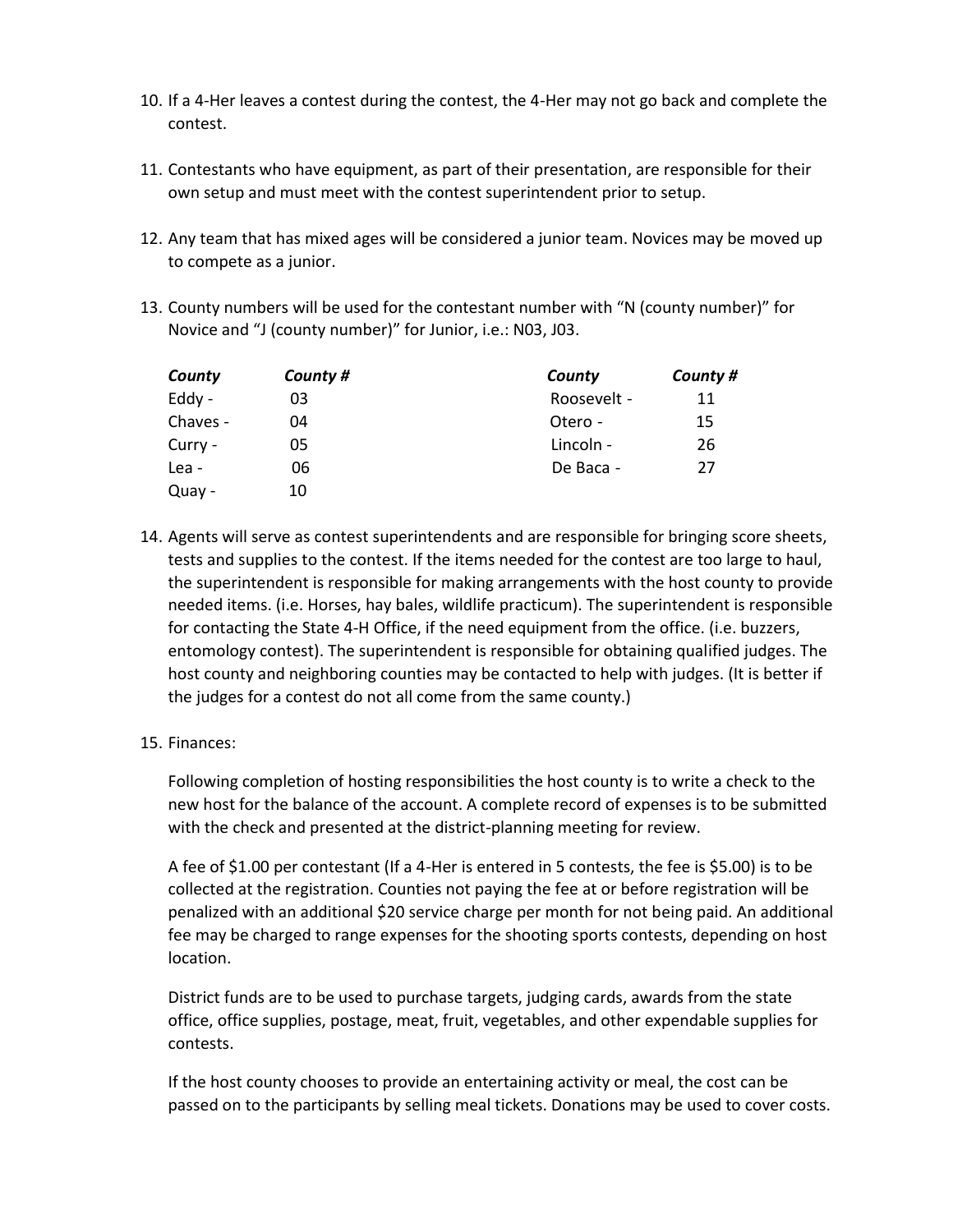10. If a 4-Her leaves a contest during the contest, the 4-Her may not go back and complete the contest.

11. Contestants who have equipment, as part of their presentation, are responsible for their own setup and must meet with the contest superintendent prior to setup.

12. Any team that has mixed ages will be considered a junior team. Novices may be moved up to compete as a junior.

13. County numbers will be used for the contestant number with "N (county number)" for Novice and "J (county number)" for Junior, i.e.: N03, J03.

| *County* | *County #* | *County* | *County #* |
|---|---|---|---|
| Eddy - | 03 | Roosevelt - | 11 |
| Chaves - | 04 | Otero - | 15 |
| Curry - | 05 | Lincoln - | 26 |
| Lea - | 06 | De Baca - | 27 |
| Quay - | 10 | | |

14. Agents will serve as contest superintendents and are responsible for bringing score sheets, tests and supplies to the contest. If the items needed for the contest are too large to haul, the superintendent is responsible for making arrangements with the host county to provide needed items. (i.e. Horses, hay bales, wildlife practicum). The superintendent is responsible for contacting the State 4-H Office, if the need equipment from the office. (i.e. buzzers, entomology contest). The superintendent is responsible for obtaining qualified judges. The host county and neighboring counties may be contacted to help with judges. (It is better if the judges for a contest do not all come from the same county.)

15. Finances:

    Following completion of hosting responsibilities the host county is to write a check to the new host for the balance of the account. A complete record of expenses is to be submitted with the check and presented at the district-planning meeting for review.

    A fee of $1.00 per contestant (If a 4-Her is entered in 5 contests, the fee is $5.00) is to be collected at the registration. Counties not paying the fee at or before registration will be penalized with an additional $20 service charge per month for not being paid. An additional fee may be charged to range expenses for the shooting sports contests, depending on host location.

    District funds are to be used to purchase targets, judging cards, awards from the state office, office supplies, postage, meat, fruit, vegetables, and other expendable supplies for contests.

    If the host county chooses to provide an entertaining activity or meal, the cost can be passed on to the participants by selling meal tickets. Donations may be used to cover costs.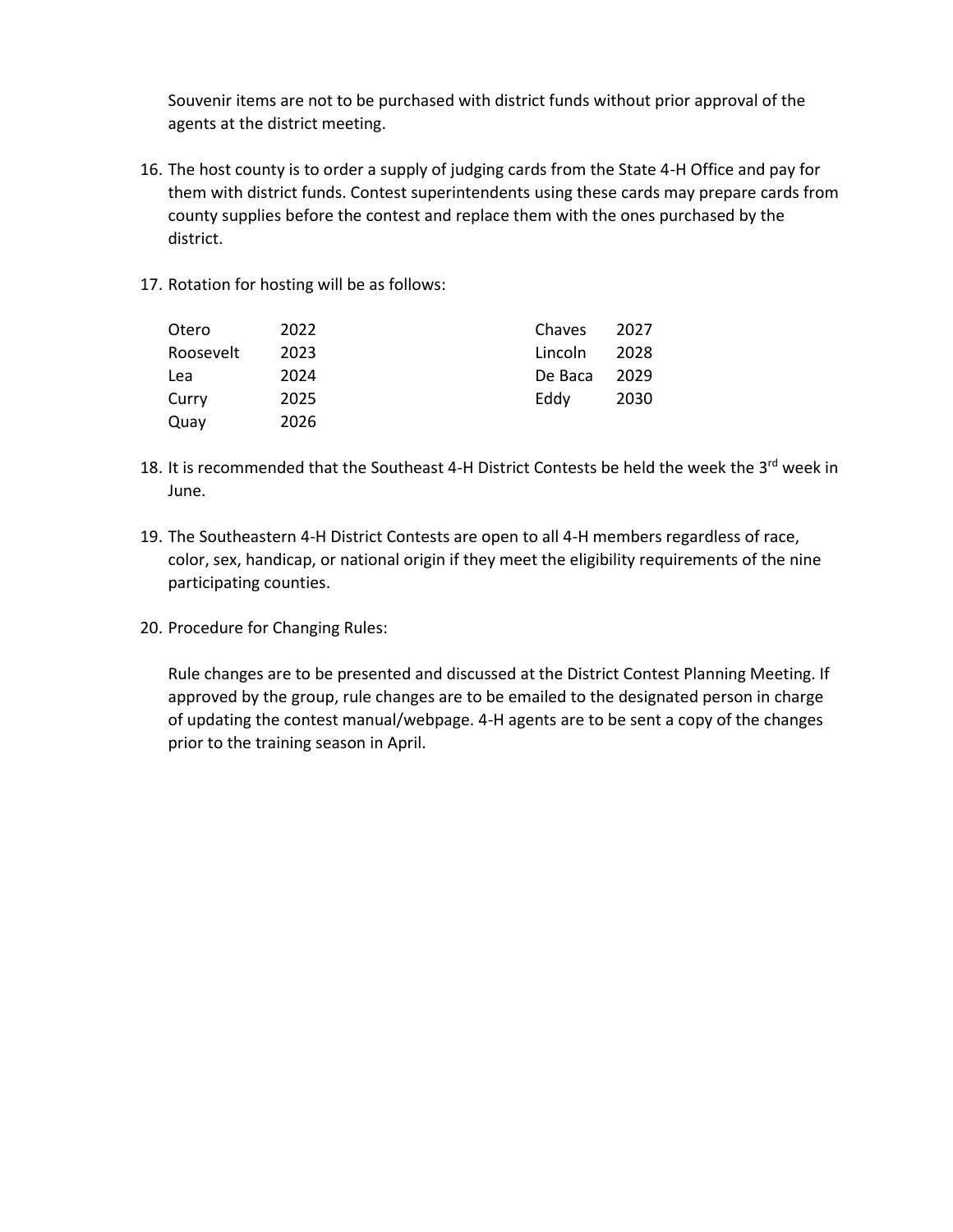Souvenir items are not to be purchased with district funds without prior approval of the agents at the district meeting.

16. The host county is to order a supply of judging cards from the State 4-H Office and pay for them with district funds. Contest superintendents using these cards may prepare cards from county supplies before the contest and replace them with the ones purchased by the district.

17. Rotation for hosting will be as follows:

| | | | |
|---|---|---|---|
| Otero | 2022 | Chaves | 2027 |
| Roosevelt | 2023 | Lincoln | 2028 |
| Lea | 2024 | De Baca | 2029 |
| Curry | 2025 | Eddy | 2030 |
| Quay | 2026 | | |

18. It is recommended that the Southeast 4-H District Contests be held the week the 3rd week in June.

19. The Southeastern 4-H District Contests are open to all 4-H members regardless of race, color, sex, handicap, or national origin if they meet the eligibility requirements of the nine participating counties.

20. Procedure for Changing Rules:

    Rule changes are to be presented and discussed at the District Contest Planning Meeting. If approved by the group, rule changes are to be emailed to the designated person in charge of updating the contest manual/webpage. 4-H agents are to be sent a copy of the changes prior to the training season in April.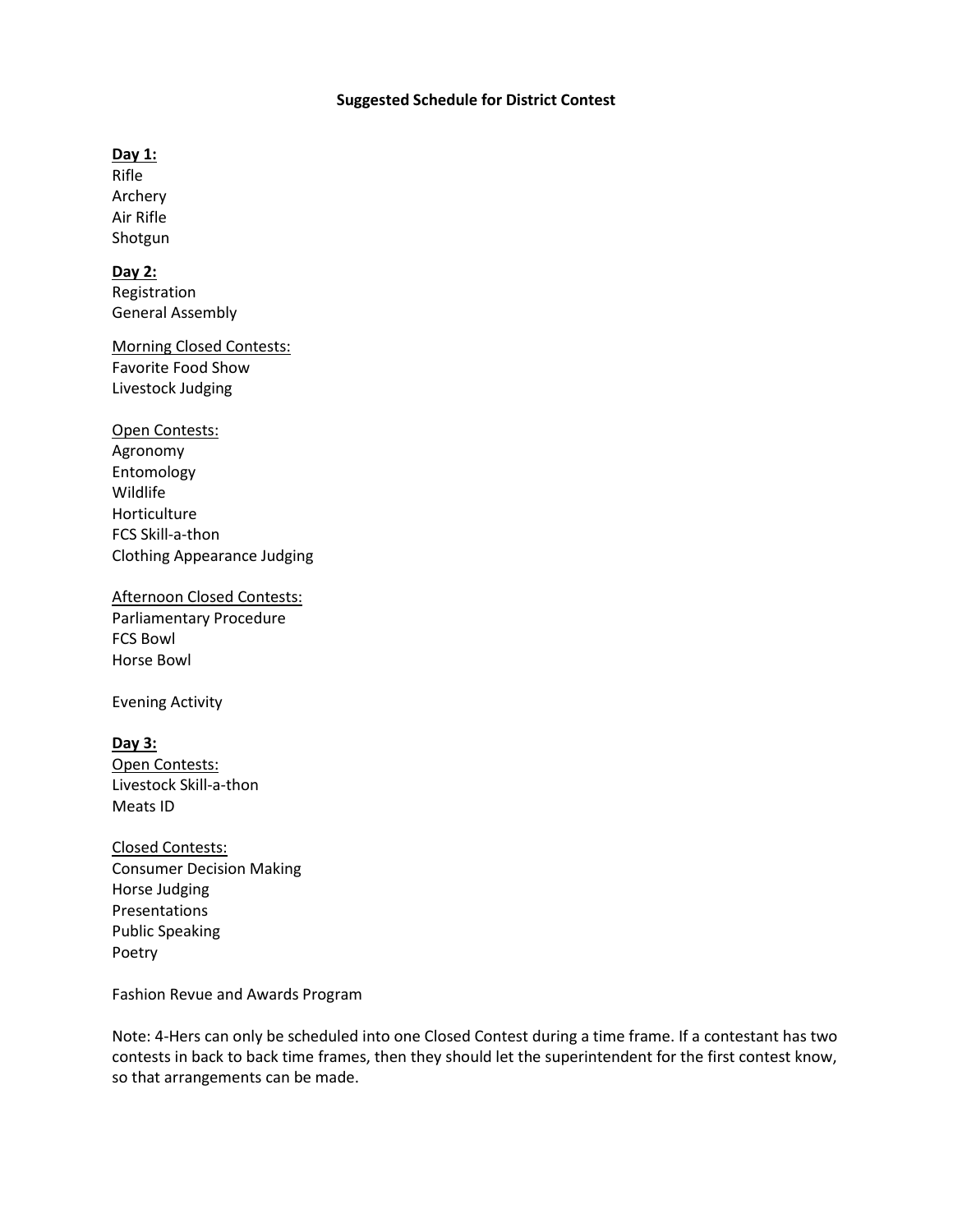# Suggested Schedule for District Contest

**Day 1:**

Rifle
Archery
Air Rifle
Shotgun

**Day 2:**

Registration
General Assembly

Morning Closed Contests:

Favorite Food Show
Livestock Judging

Open Contests:

Agronomy
Entomology
Wildlife
Horticulture
FCS Skill-a-thon
Clothing Appearance Judging

Afternoon Closed Contests:

Parliamentary Procedure
FCS Bowl
Horse Bowl

Evening Activity

**Day 3:**

Open Contests:

Livestock Skill-a-thon
Meats ID

Closed Contests:

Consumer Decision Making
Horse Judging
Presentations
Public Speaking
Poetry

Fashion Revue and Awards Program

Note: 4-Hers can only be scheduled into one Closed Contest during a time frame. If a contestant has two contests in back to back time frames, then they should let the superintendent for the first contest know, so that arrangements can be made.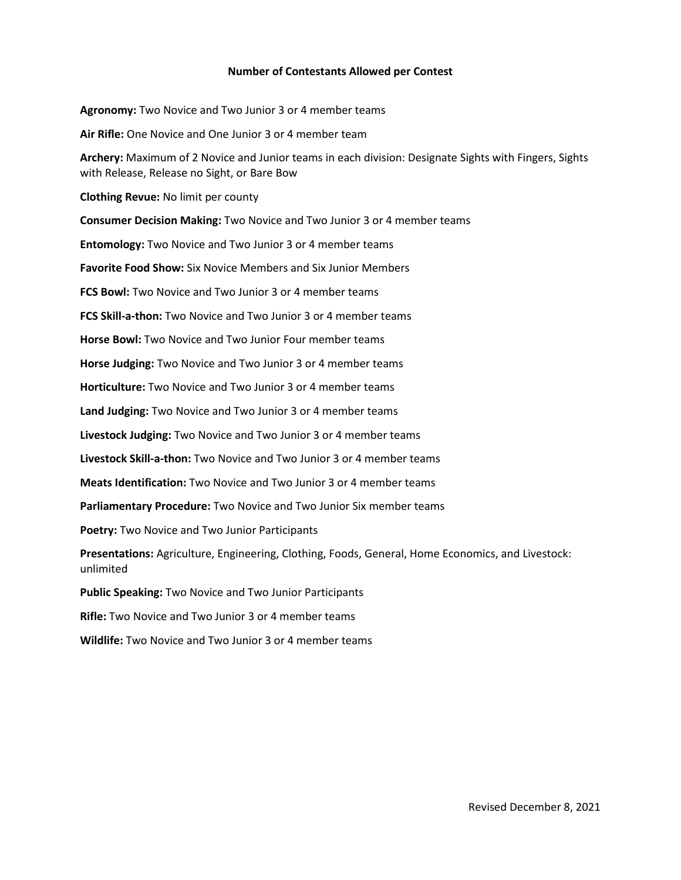### Number of Contestants Allowed per Contest

**Agronomy:** Two Novice and Two Junior 3 or 4 member teams

**Air Rifle:** One Novice and One Junior 3 or 4 member team

**Archery:** Maximum of 2 Novice and Junior teams in each division: Designate Sights with Fingers, Sights with Release, Release no Sight, or Bare Bow

**Clothing Revue:** No limit per county

**Consumer Decision Making:** Two Novice and Two Junior 3 or 4 member teams

**Entomology:** Two Novice and Two Junior 3 or 4 member teams

**Favorite Food Show:** Six Novice Members and Six Junior Members

**FCS Bowl:** Two Novice and Two Junior 3 or 4 member teams

**FCS Skill-a-thon:** Two Novice and Two Junior 3 or 4 member teams

**Horse Bowl:** Two Novice and Two Junior Four member teams

**Horse Judging:** Two Novice and Two Junior 3 or 4 member teams

**Horticulture:** Two Novice and Two Junior 3 or 4 member teams

**Land Judging:** Two Novice and Two Junior 3 or 4 member teams

**Livestock Judging:** Two Novice and Two Junior 3 or 4 member teams

**Livestock Skill-a-thon:** Two Novice and Two Junior 3 or 4 member teams

**Meats Identification:** Two Novice and Two Junior 3 or 4 member teams

**Parliamentary Procedure:** Two Novice and Two Junior Six member teams

**Poetry:** Two Novice and Two Junior Participants

**Presentations:** Agriculture, Engineering, Clothing, Foods, General, Home Economics, and Livestock: unlimited

**Public Speaking:** Two Novice and Two Junior Participants

**Rifle:** Two Novice and Two Junior 3 or 4 member teams

**Wildlife:** Two Novice and Two Junior 3 or 4 member teams

Revised December 8, 2021